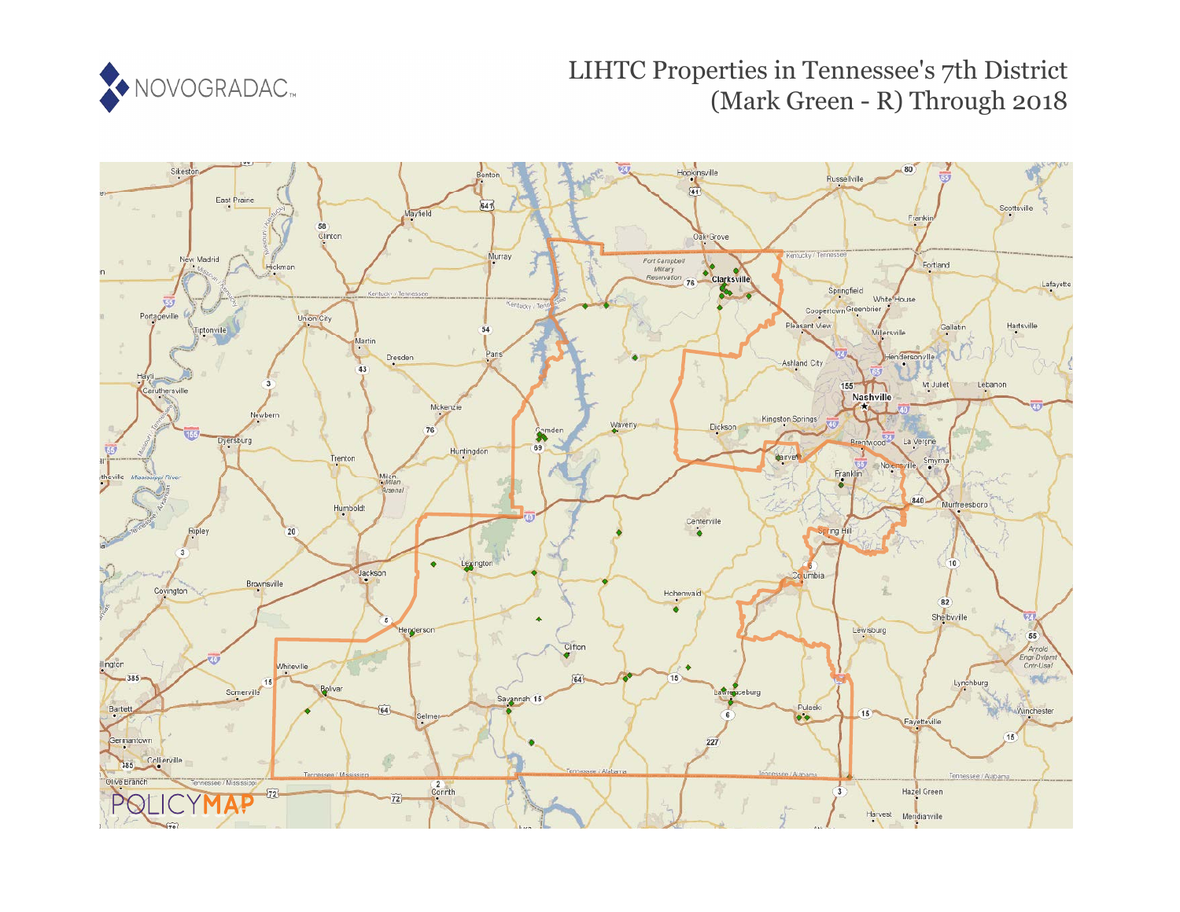# LIHTC Properties in Tennessee's 7th District (Mark Green - R) Through 2018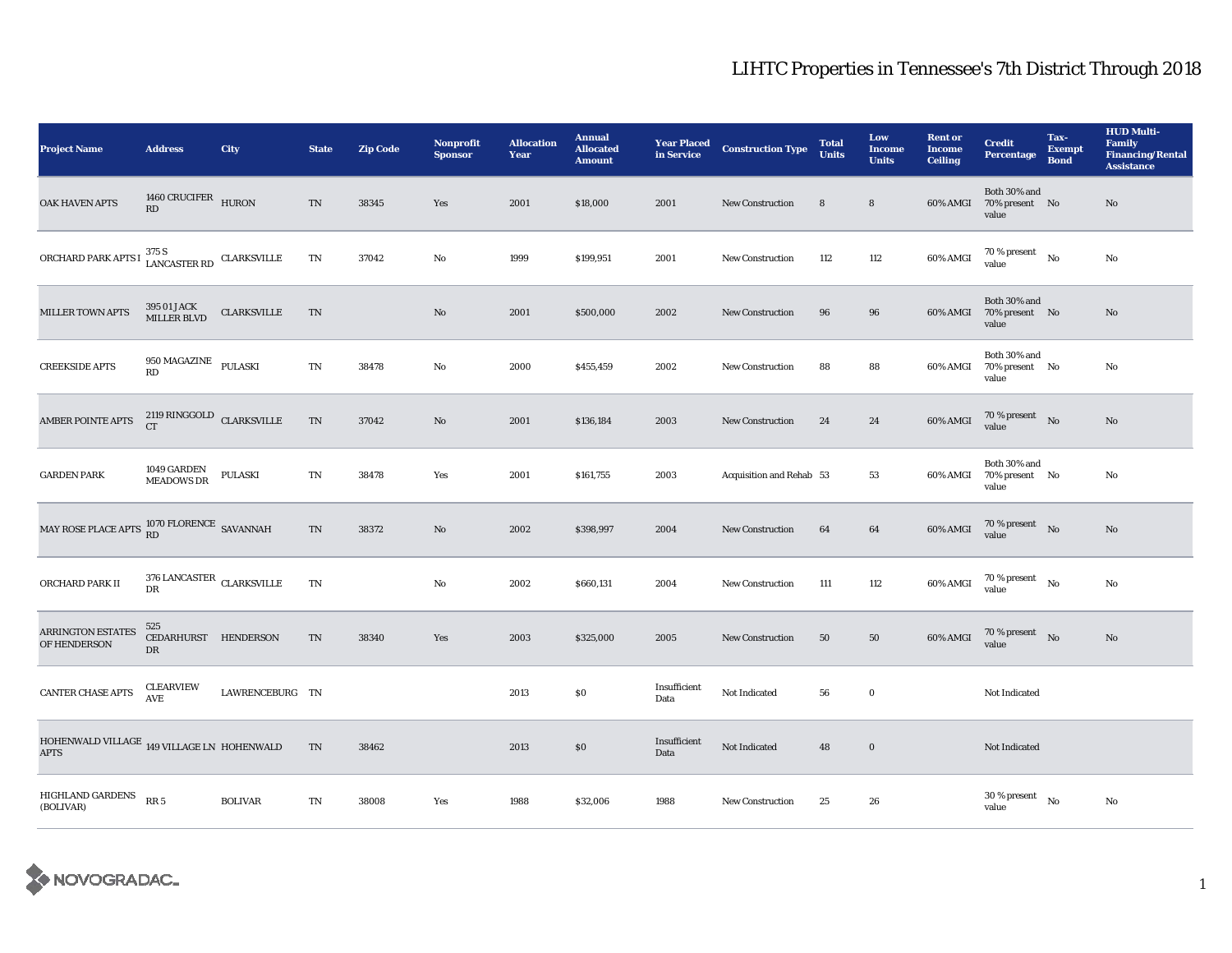# LIHTC Properties in Tennessee's 7th District Through 2018

| Project Name | Address | City | State | Zip Code | Nonprofit Sponsor | Allocation Year | Annual Allocated Amount | Year Placed in Service | Construction Type | Total Units | Low Income Units | Rent or Income Ceiling | Credit Percentage | Tax-Exempt Bond | HUD Multi-Family Financing/Rental Assistance |
|---|---|---|---|---|---|---|---|---|---|---|---|---|---|---|---|
| OAK HAVEN APTS | 1460 CRUCIFER RD | HURON | TN | 38345 | Yes | 2001 | $18,000 | 2001 | New Construction | 8 | 8 | 60% AMGI | Both 30% and 70% present value | No | No |
| ORCHARD PARK APTS I | 375 S LANCASTER RD | CLARKSVILLE | TN | 37042 | No | 1999 | $199,951 | 2001 | New Construction | 112 | 112 | 60% AMGI | 70 % present value | No | No |
| MILLER TOWN APTS | 395 01 JACK MILLER BLVD | CLARKSVILLE | TN | | No | 2001 | $500,000 | 2002 | New Construction | 96 | 96 | 60% AMGI | Both 30% and 70% present value | No | No |
| CREEKSIDE APTS | 950 MAGAZINE RD | PULASKI | TN | 38478 | No | 2000 | $455,459 | 2002 | New Construction | 88 | 88 | 60% AMGI | Both 30% and 70% present value | No | No |
| AMBER POINTE APTS | 2119 RINGGOLD CT | CLARKSVILLE | TN | 37042 | No | 2001 | $136,184 | 2003 | New Construction | 24 | 24 | 60% AMGI | 70 % present value | No | No |
| GARDEN PARK | 1049 GARDEN MEADOWS DR | PULASKI | TN | 38478 | Yes | 2001 | $161,755 | 2003 | Acquisition and Rehab | 53 | 53 | 60% AMGI | Both 30% and 70% present value | No | No |
| MAY ROSE PLACE APTS | 1070 FLORENCE RD | SAVANNAH | TN | 38372 | No | 2002 | $398,997 | 2004 | New Construction | 64 | 64 | 60% AMGI | 70 % present value | No | No |
| ORCHARD PARK II | 376 LANCASTER DR | CLARKSVILLE | TN | | No | 2002 | $660,131 | 2004 | New Construction | 111 | 112 | 60% AMGI | 70 % present value | No | No |
| ARRINGTON ESTATES OF HENDERSON | 525 CEDARHURST DR | HENDERSON | TN | 38340 | Yes | 2003 | $325,000 | 2005 | New Construction | 50 | 50 | 60% AMGI | 70 % present value | No | No |
| CANTER CHASE APTS | CLEARVIEW AVE | LAWRENCEBURG | TN | | | 2013 | $0 | Insufficient Data | Not Indicated | 56 | 0 | | Not Indicated | | |
| HOHENWALD VILLAGE APTS | 149 VILLAGE LN | HOHENWALD | TN | 38462 | | 2013 | $0 | Insufficient Data | Not Indicated | 48 | 0 | | Not Indicated | | |
| HIGHLAND GARDENS (BOLIVAR) | RR 5 | BOLIVAR | TN | 38008 | Yes | 1988 | $32,006 | 1988 | New Construction | 25 | 26 | | 30 % present value | No | No |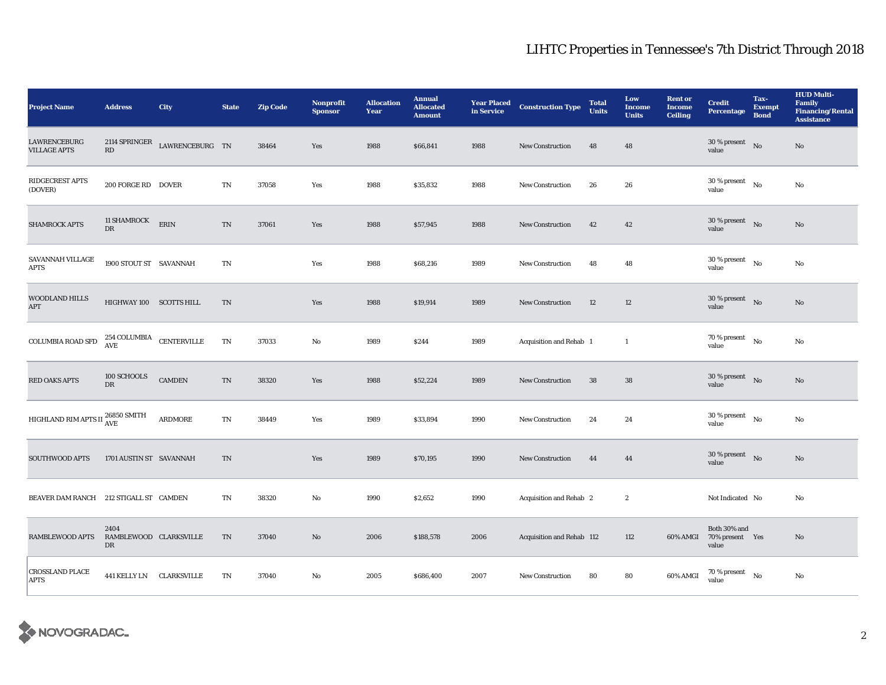# LIHTC Properties in Tennessee's 7th District Through 2018

| Project Name | Address | City | State | Zip Code | Nonprofit Sponsor | Allocation Year | Annual Allocated Amount | Year Placed in Service | Construction Type | Total Units | Low Income Units | Rent or Income Ceiling | Credit Percentage | Tax-Exempt Bond | HUD Multi-Family Financing/Rental Assistance |
|---|---|---|---|---|---|---|---|---|---|---|---|---|---|---|---|
| LAWRENCEBURG VILLAGE APTS | 2114 SPRINGER RD | LAWRENCEBURG | TN | 38464 | Yes | 1988 | $66,841 | 1988 | New Construction | 48 | 48 | | 30 % present value | No | No |
| RIDGECREST APTS (DOVER) | 200 FORGE RD | DOVER | TN | 37058 | Yes | 1988 | $35,832 | 1988 | New Construction | 26 | 26 | | 30 % present value | No | No |
| SHAMROCK APTS | 11 SHAMROCK DR | ERIN | TN | 37061 | Yes | 1988 | $57,945 | 1988 | New Construction | 42 | 42 | | 30 % present value | No | No |
| SAVANNAH VILLAGE APTS | 1900 STOUT ST | SAVANNAH | TN | | Yes | 1988 | $68,216 | 1989 | New Construction | 48 | 48 | | 30 % present value | No | No |
| WOODLAND HILLS APT | HIGHWAY 100 | SCOTTS HILL | TN | | Yes | 1988 | $19,914 | 1989 | New Construction | 12 | 12 | | 30 % present value | No | No |
| COLUMBIA ROAD SFD | 254 COLUMBIA AVE | CENTERVILLE | TN | 37033 | No | 1989 | $244 | 1989 | Acquisition and Rehab | 1 | 1 | | 70 % present value | No | No |
| RED OAKS APTS | 100 SCHOOLS DR | CAMDEN | TN | 38320 | Yes | 1988 | $52,224 | 1989 | New Construction | 38 | 38 | | 30 % present value | No | No |
| HIGHLAND RIM APTS II | 26850 SMITH AVE | ARDMORE | TN | 38449 | Yes | 1989 | $33,894 | 1990 | New Construction | 24 | 24 | | 30 % present value | No | No |
| SOUTHWOOD APTS | 1701 AUSTIN ST | SAVANNAH | TN | | Yes | 1989 | $70,195 | 1990 | New Construction | 44 | 44 | | 30 % present value | No | No |
| BEAVER DAM RANCH | 212 STIGALL ST | CAMDEN | TN | 38320 | No | 1990 | $2,652 | 1990 | Acquisition and Rehab | 2 | 2 | | Not Indicated | No | No |
| RAMBLEWOOD APTS | 2404 RAMBLEWOOD DR | CLARKSVILLE | TN | 37040 | No | 2006 | $188,578 | 2006 | Acquisition and Rehab | 112 | 112 | 60% AMGI | Both 30% and 70% present value | Yes | No |
| CROSSLAND PLACE APTS | 441 KELLY LN | CLARKSVILLE | TN | 37040 | No | 2005 | $686,400 | 2007 | New Construction | 80 | 80 | 60% AMGI | 70 % present value | No | No |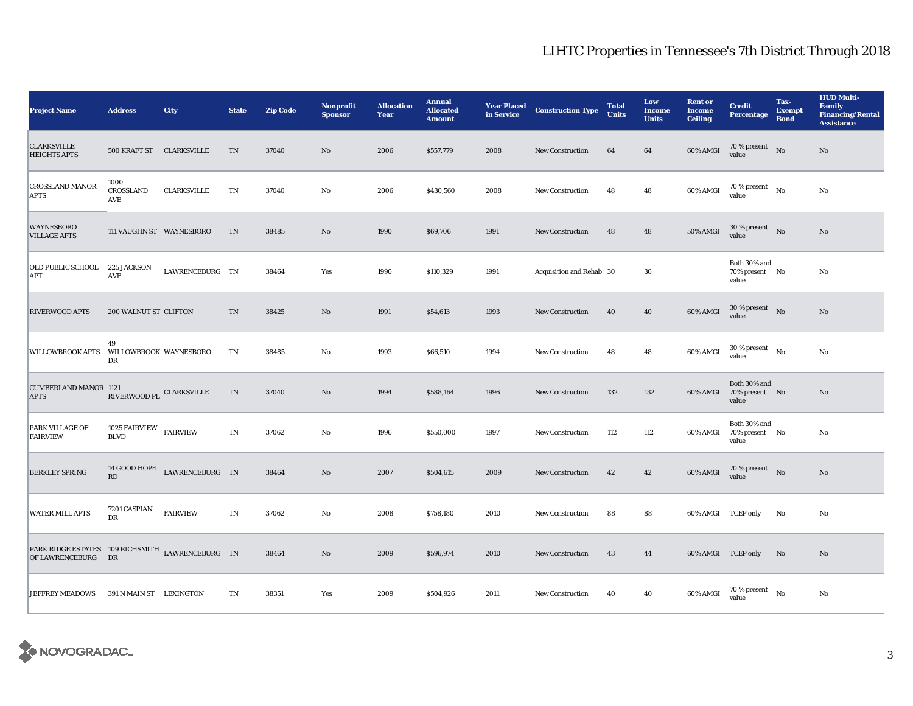# LIHTC Properties in Tennessee's 7th District Through 2018

| Project Name | Address | City | State | Zip Code | Nonprofit Sponsor | Allocation Year | Annual Allocated Amount | Year Placed in Service | Construction Type | Total Units | Low Income Units | Rent or Income Ceiling | Credit Percentage | Tax-Exempt Bond | HUD Multi-Family Financing/Rental Assistance |
|---|---|---|---|---|---|---|---|---|---|---|---|---|---|---|---|
| CLARKSVILLE HEIGHTS APTS | 500 KRAFT ST | CLARKSVILLE | TN | 37040 | No | 2006 | $557,779 | 2008 | New Construction | 64 | 64 | 60% AMGI | 70 % present value | No | No |
| CROSSLAND MANOR APTS | 1000 CROSSLAND AVE | CLARKSVILLE | TN | 37040 | No | 2006 | $430,560 | 2008 | New Construction | 48 | 48 | 60% AMGI | 70 % present value | No | No |
| WAYNESBORO VILLAGE APTS | 111 VAUGHN ST | WAYNESBORO | TN | 38485 | No | 1990 | $69,706 | 1991 | New Construction | 48 | 48 | 50% AMGI | 30 % present value | No | No |
| OLD PUBLIC SCHOOL APT | 225 JACKSON AVE | LAWRENCEBURG | TN | 38464 | Yes | 1990 | $110,329 | 1991 | Acquisition and Rehab | 30 | 30 | | Both 30% and 70% present value | No | No |
| RIVERWOOD APTS | 200 WALNUT ST | CLIFTON | TN | 38425 | No | 1991 | $54,613 | 1993 | New Construction | 40 | 40 | 60% AMGI | 30 % present value | No | No |
| WILLOWBROOK APTS | 49 WILLOWBROOK DR | WAYNESBORO | TN | 38485 | No | 1993 | $66,510 | 1994 | New Construction | 48 | 48 | 60% AMGI | 30 % present value | No | No |
| CUMBERLAND MANOR APTS | 1121 RIVERWOOD PL | CLARKSVILLE | TN | 37040 | No | 1994 | $588,164 | 1996 | New Construction | 132 | 132 | 60% AMGI | Both 30% and 70% present value | No | No |
| PARK VILLAGE OF FAIRVIEW | 1025 FAIRVIEW BLVD | FAIRVIEW | TN | 37062 | No | 1996 | $550,000 | 1997 | New Construction | 112 | 112 | 60% AMGI | Both 30% and 70% present value | No | No |
| BERKLEY SPRING | 14 GOOD HOPE RD | LAWRENCEBURG | TN | 38464 | No | 2007 | $504,615 | 2009 | New Construction | 42 | 42 | 60% AMGI | 70 % present value | No | No |
| WATER MILL APTS | 7201 CASPIAN DR | FAIRVIEW | TN | 37062 | No | 2008 | $758,180 | 2010 | New Construction | 88 | 88 | 60% AMGI | TCEP only | No | No |
| PARK RIDGE ESTATES OF LAWRENCEBURG | 109 RICHSMITH DR | LAWRENCEBURG | TN | 38464 | No | 2009 | $596,974 | 2010 | New Construction | 43 | 44 | 60% AMGI | TCEP only | No | No |
| JEFFREY MEADOWS | 391 N MAIN ST | LEXINGTON | TN | 38351 | Yes | 2009 | $504,926 | 2011 | New Construction | 40 | 40 | 60% AMGI | 70 % present value | No | No |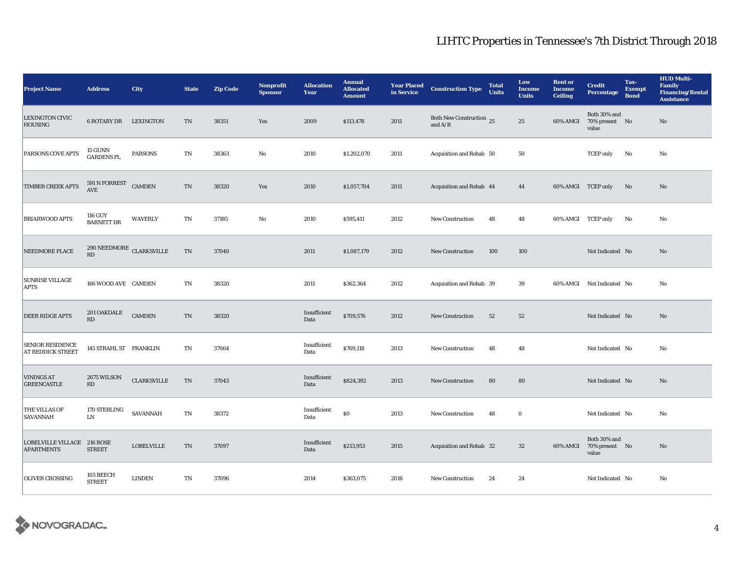# LIHTC Properties in Tennessee's 7th District Through 2018

| Project Name | Address | City | State | Zip Code | Nonprofit Sponsor | Allocation Year | Annual Allocated Amount | Year Placed in Service | Construction Type | Total Units | Low Income Units | Rent or Income Ceiling | Credit Percentage | Tax-Exempt Bond | HUD Multi-Family Financing/Rental Assistance |
|---|---|---|---|---|---|---|---|---|---|---|---|---|---|---|---|
| LEXINGTON CIVIC HOUSING | 6 ROTARY DR | LEXINGTON | TN | 38351 | Yes | 2009 | $113,478 | 2011 | Both New Construction and A/R | 25 | 25 | 60% AMGI | Both 30% and 70% present value | No | No |
| PARSONS COVE APTS | 15 GUNN GARDENS PL | PARSONS | TN | 38363 | No | 2010 | $1,202,070 | 2011 | Acquisition and Rehab | 50 | 50 | | TCEP only | No | No |
| TIMBER CREEK APTS | 591 N FORREST AVE | CAMDEN | TN | 38320 | Yes | 2010 | $1,057,704 | 2011 | Acquisition and Rehab | 44 | 44 | 60% AMGI | TCEP only | No | No |
| BRIARWOOD APTS | 116 GUY BARNETT DR | WAVERLY | TN | 37185 | No | 2010 | $595,411 | 2012 | New Construction | 48 | 48 | 60% AMGI | TCEP only | No | No |
| NEEDMORE PLACE | 290 NEEDMORE RD | CLARKSVILLE | TN | 37040 | | 2011 | $1,087,179 | 2012 | New Construction | 100 | 100 | | Not Indicated | No | No |
| SUNRISE VILLAGE APTS | 166 WOOD AVE | CAMDEN | TN | 38320 | | 2011 | $362,364 | 2012 | Acquisition and Rehab | 39 | 39 | 60% AMGI | Not Indicated | No | No |
| DEER RIDGE APTS | 201 OAKDALE RD | CAMDEN | TN | 38320 | | Insufficient Data | $709,576 | 2012 | New Construction | 52 | 52 | | Not Indicated | No | No |
| SENIOR RESIDENCE AT REDDICK STREET | 145 STRAHL ST | FRANKLIN | TN | 37064 | | Insufficient Data | $769,118 | 2013 | New Construction | 48 | 48 | | Not Indicated | No | No |
| VININGS AT GREENCASTLE | 2675 WILSON RD | CLARKSVILLE | TN | 37043 | | Insufficient Data | $824,392 | 2013 | New Construction | 80 | 80 | | Not Indicated | No | No |
| THE VILLAS OF SAVANNAH | 170 STERLING LN | SAVANNAH | TN | 38372 | | Insufficient Data | $0 | 2013 | New Construction | 48 | 0 | | Not Indicated | No | No |
| LOBELVILLE VILLAGE APARTMENTS | 216 ROSE STREET | LOBELVILLE | TN | 37097 | | Insufficient Data | $213,953 | 2015 | Acquisition and Rehab | 32 | 32 | 60% AMGI | Both 30% and 70% present value | No | No |
| OLIVER CROSSING | 105 BEECH STREET | LINDEN | TN | 37096 | | 2014 | $363,075 | 2016 | New Construction | 24 | 24 | | Not Indicated | No | No |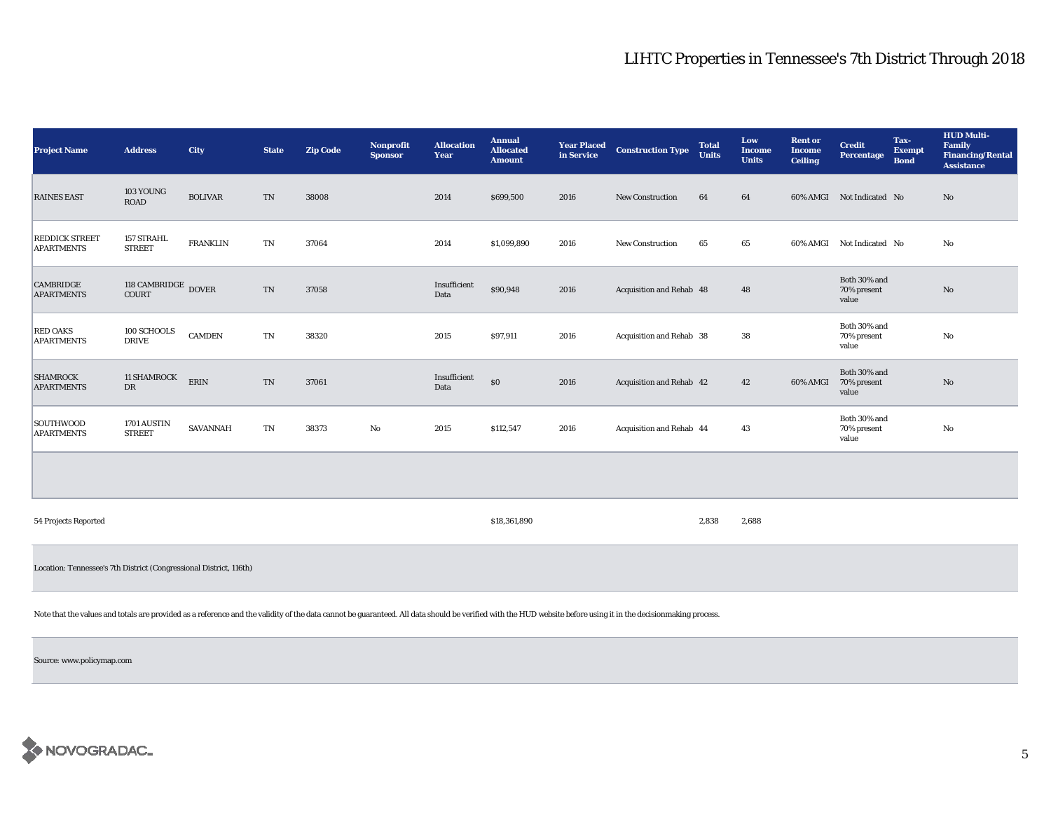# LIHTC Properties in Tennessee's 7th District Through 2018

| Project Name | Address | City | State | Zip Code | Nonprofit Sponsor | Allocation Year | Annual Allocated Amount | Year Placed in Service | Construction Type | Total Units | Low Income Units | Rent or Income Ceiling | Credit Percentage | Tax-Exempt Bond | HUD Multi-Family Financing/Rental Assistance |
|---|---|---|---|---|---|---|---|---|---|---|---|---|---|---|---|
| RAINES EAST | 103 YOUNG ROAD | BOLIVAR | TN | 38008 | | 2014 | $699,500 | 2016 | New Construction | 64 | 64 | 60% AMGI | Not Indicated | No | No |
| REDDICK STREET APARTMENTS | 157 STRAHL STREET | FRANKLIN | TN | 37064 | | 2014 | $1,099,890 | 2016 | New Construction | 65 | 65 | 60% AMGI | Not Indicated | No | No |
| CAMBRIDGE APARTMENTS | 118 CAMBRIDGE COURT | DOVER | TN | 37058 | | Insufficient Data | $90,948 | 2016 | Acquisition and Rehab | 48 | 48 | | Both 30% and 70% present value | | No |
| RED OAKS APARTMENTS | 100 SCHOOLS DRIVE | CAMDEN | TN | 38320 | | 2015 | $97,911 | 2016 | Acquisition and Rehab | 38 | 38 | | Both 30% and 70% present value | | No |
| SHAMROCK APARTMENTS | 11 SHAMROCK DR | ERIN | TN | 37061 | | Insufficient Data | $0 | 2016 | Acquisition and Rehab | 42 | 42 | 60% AMGI | Both 30% and 70% present value | | No |
| SOUTHWOOD APARTMENTS | 1701 AUSTIN STREET | SAVANNAH | TN | 38373 | No | 2015 | $112,547 | 2016 | Acquisition and Rehab | 44 | 43 | | Both 30% and 70% present value | | No |
| | | | | | | | | | | | | | | | |
| 54 Projects Reported | | | | | | | $18,361,890 | | | 2,838 | 2,688 | | | | |

Location: Tennessee's 7th District (Congressional District, 116th)

Note that the values and totals are provided as a reference and the validity of the data cannot be guaranteed. All data should be verified with the HUD website before using it in the decisionmaking process.

Source: www.policymap.com